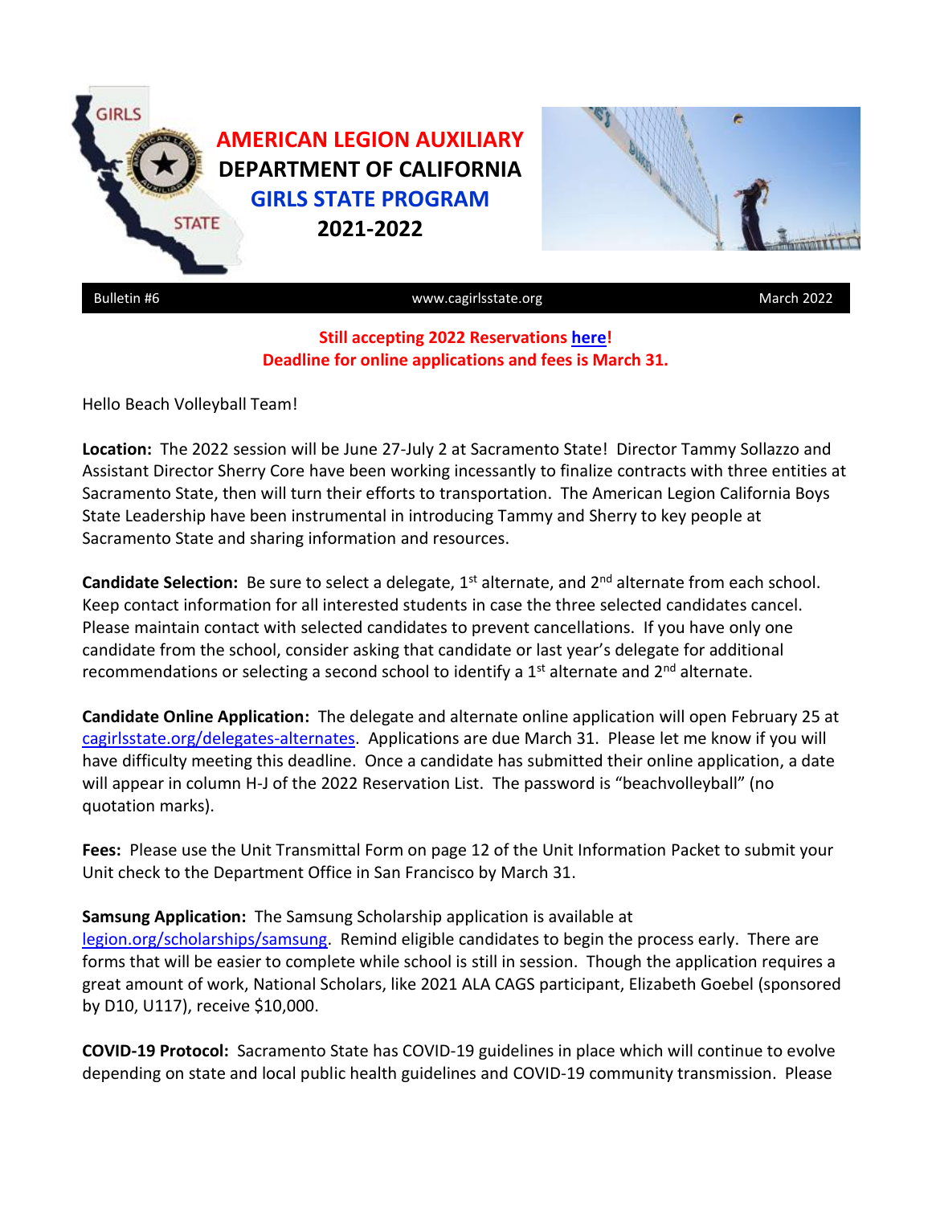# AMERICAN LEGION AUXILIARY
# DEPARTMENT OF CALIFORNIA
# GIRLS STATE PROGRAM
# 2021-2022

Bulletin #6 | www.cagirlsstate.org | March 2022

**Still accepting 2022 Reservations here!**
**Deadline for online applications and fees is March 31.**

Hello Beach Volleyball Team!

**Location:** The 2022 session will be June 27-July 2 at Sacramento State! Director Tammy Sollazzo and Assistant Director Sherry Core have been working incessantly to finalize contracts with three entities at Sacramento State, then will turn their efforts to transportation. The American Legion California Boys State Leadership have been instrumental in introducing Tammy and Sherry to key people at Sacramento State and sharing information and resources.

**Candidate Selection:** Be sure to select a delegate, 1st alternate, and 2nd alternate from each school. Keep contact information for all interested students in case the three selected candidates cancel. Please maintain contact with selected candidates to prevent cancellations. If you have only one candidate from the school, consider asking that candidate or last year's delegate for additional recommendations or selecting a second school to identify a 1st alternate and 2nd alternate.

**Candidate Online Application:** The delegate and alternate online application will open February 25 at cagirlsstate.org/delegates-alternates. Applications are due March 31. Please let me know if you will have difficulty meeting this deadline. Once a candidate has submitted their online application, a date will appear in column H-J of the 2022 Reservation List. The password is "beachvolleyball" (no quotation marks).

**Fees:** Please use the Unit Transmittal Form on page 12 of the Unit Information Packet to submit your Unit check to the Department Office in San Francisco by March 31.

**Samsung Application:** The Samsung Scholarship application is available at legion.org/scholarships/samsung. Remind eligible candidates to begin the process early. There are forms that will be easier to complete while school is still in session. Though the application requires a great amount of work, National Scholars, like 2021 ALA CAGS participant, Elizabeth Goebel (sponsored by D10, U117), receive $10,000.

**COVID-19 Protocol:** Sacramento State has COVID-19 guidelines in place which will continue to evolve depending on state and local public health guidelines and COVID-19 community transmission. Please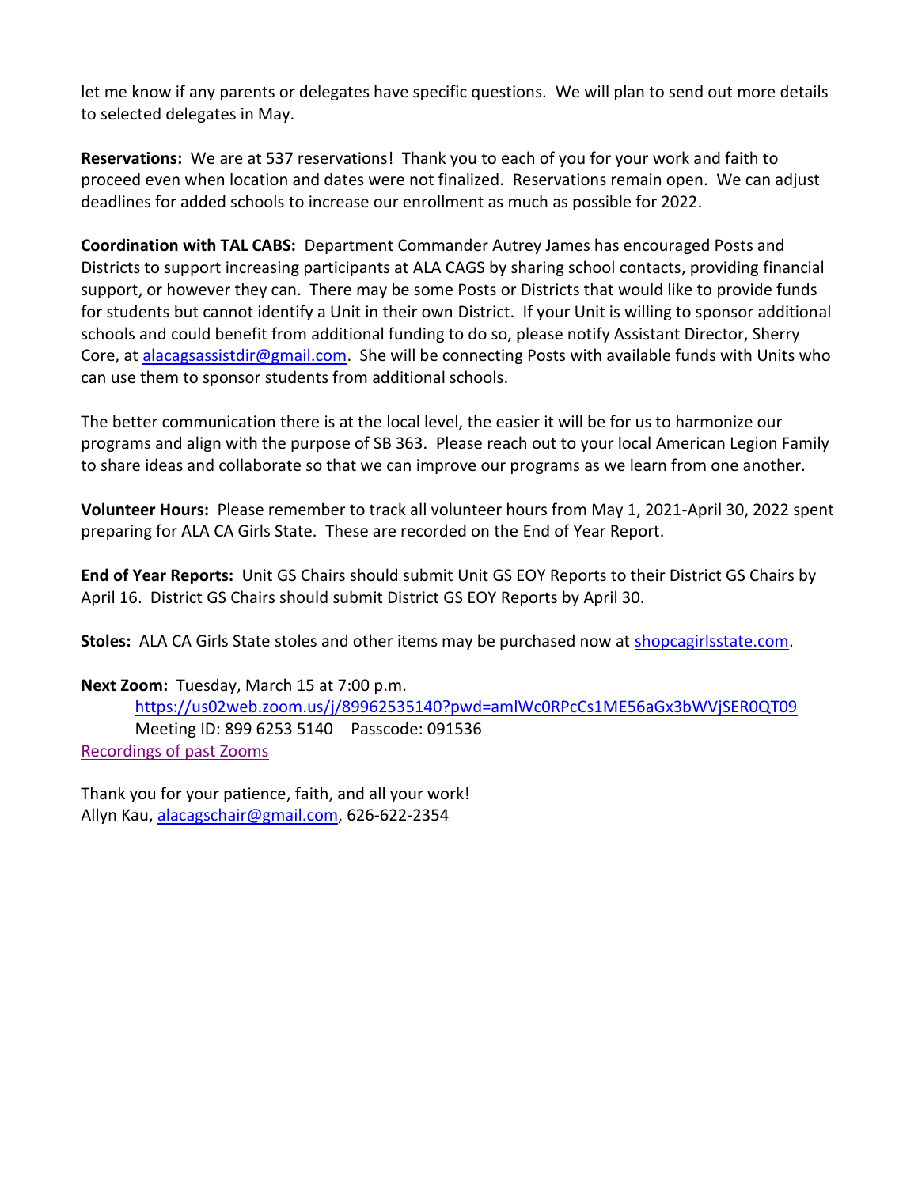let me know if any parents or delegates have specific questions. We will plan to send out more details to selected delegates in May.

**Reservations:** We are at 537 reservations! Thank you to each of you for your work and faith to proceed even when location and dates were not finalized. Reservations remain open. We can adjust deadlines for added schools to increase our enrollment as much as possible for 2022.

**Coordination with TAL CABS:** Department Commander Autrey James has encouraged Posts and Districts to support increasing participants at ALA CAGS by sharing school contacts, providing financial support, or however they can. There may be some Posts or Districts that would like to provide funds for students but cannot identify a Unit in their own District. If your Unit is willing to sponsor additional schools and could benefit from additional funding to do so, please notify Assistant Director, Sherry Core, at alacagsassistdir@gmail.com. She will be connecting Posts with available funds with Units who can use them to sponsor students from additional schools.

The better communication there is at the local level, the easier it will be for us to harmonize our programs and align with the purpose of SB 363. Please reach out to your local American Legion Family to share ideas and collaborate so that we can improve our programs as we learn from one another.

**Volunteer Hours:** Please remember to track all volunteer hours from May 1, 2021-April 30, 2022 spent preparing for ALA CA Girls State. These are recorded on the End of Year Report.

**End of Year Reports:** Unit GS Chairs should submit Unit GS EOY Reports to their District GS Chairs by April 16. District GS Chairs should submit District GS EOY Reports by April 30.

**Stoles:** ALA CA Girls State stoles and other items may be purchased now at shopcagirlsstate.com.

**Next Zoom:** Tuesday, March 15 at 7:00 p.m.

https://us02web.zoom.us/j/89962535140?pwd=amlWc0RPcCs1ME56aGx3bWVjSER0QT09

Meeting ID: 899 6253 5140 Passcode: 091536

Recordings of past Zooms

Thank you for your patience, faith, and all your work!
Allyn Kau, alacagschair@gmail.com, 626-622-2354